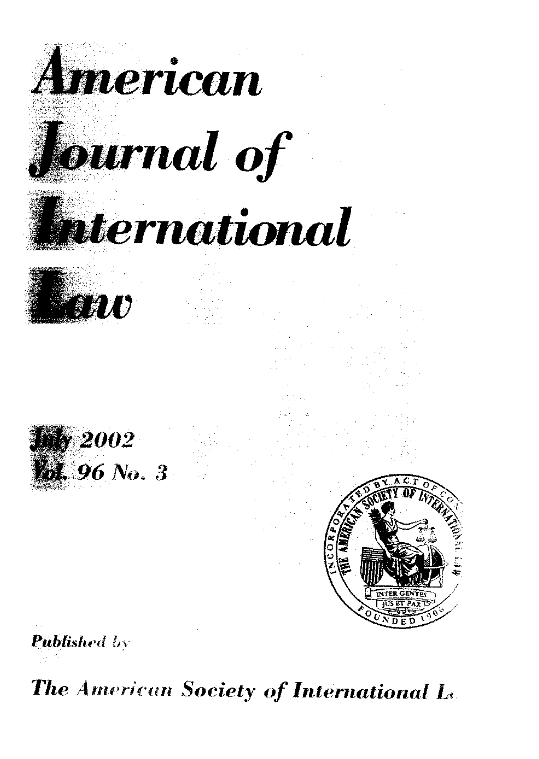# American Journal of International Law

July 2002
Vol. 96 No. 3

Published by

The American Society of International Law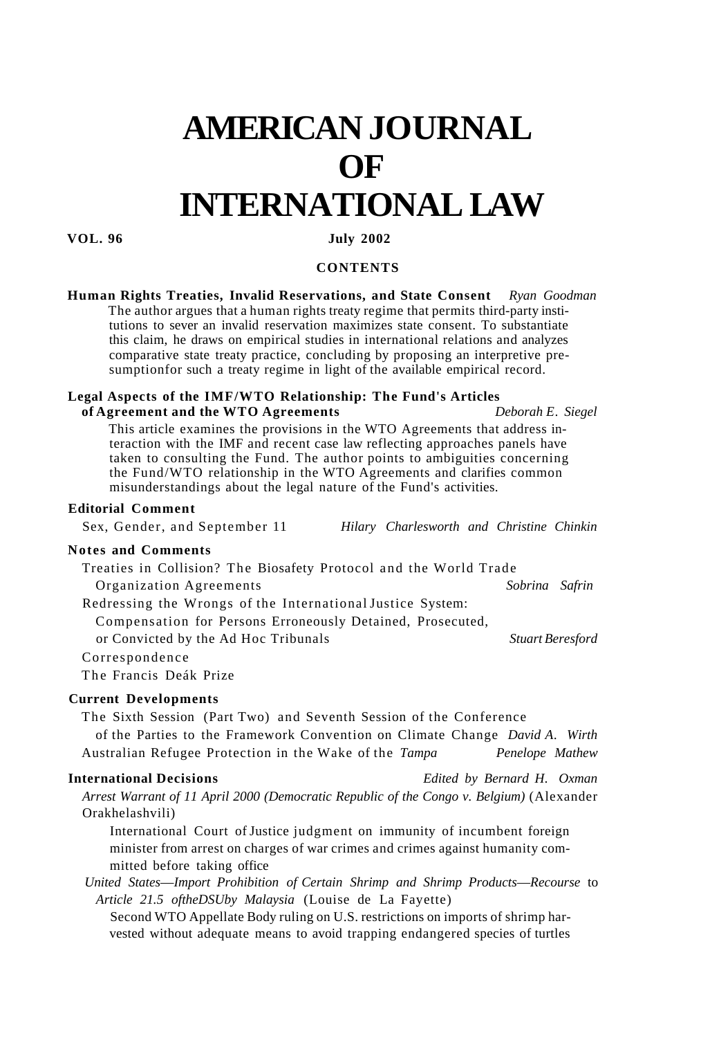# AMERICAN JOURNAL OF INTERNATIONAL LAW

**VOL. 96** **July 2002**

## CONTENTS

**Human Rights Treaties, Invalid Reservations, and State Consent** *Ryan Goodman*

The author argues that a human rights treaty regime that permits third-party institutions to sever an invalid reservation maximizes state consent. To substantiate this claim, he draws on empirical studies in international relations and analyzes comparative state treaty practice, concluding by proposing an interpretive presumptionfor such a treaty regime in light of the available empirical record.

**Legal Aspects of the IMF/WTO Relationship: The Fund's Articles of Agreement and the WTO Agreements** *Deborah E. Siegel*

This article examines the provisions in the WTO Agreements that address interaction with the IMF and recent case law reflecting approaches panels have taken to consulting the Fund. The author points to ambiguities concerning the Fund/WTO relationship in the WTO Agreements and clarifies common misunderstandings about the legal nature of the Fund's activities.

**Editorial Comment**

Sex, Gender, and September 11 *Hilary Charlesworth and Christine Chinkin*

**Notes and Comments**

Treaties in Collision? The Biosafety Protocol and the World Trade Organization Agreements *Sobrina Safrin*

Redressing the Wrongs of the International Justice System: Compensation for Persons Erroneously Detained, Prosecuted, or Convicted by the Ad Hoc Tribunals *Stuart Beresford*

Correspondence

The Francis Deák Prize

**Current Developments**

The Sixth Session (Part Two) and Seventh Session of the Conference of the Parties to the Framework Convention on Climate Change *David A. Wirth*

Australian Refugee Protection in the Wake of the *Tampa* *Penelope Mathew*

**International Decisions** *Edited by Bernard H. Oxman*

*Arrest Warrant of 11 April 2000 (Democratic Republic of the Congo v. Belgium)* (Alexander Orakhelashvili)

International Court of Justice judgment on immunity of incumbent foreign minister from arrest on charges of war crimes and crimes against humanity committed before taking office

*United States—Import Prohibition of Certain Shrimp and Shrimp Products—Recourse* to *Article 21.5 oftheDSUby Malaysia* (Louise de La Fayette)

Second WTO Appellate Body ruling on U.S. restrictions on imports of shrimp harvested without adequate means to avoid trapping endangered species of turtles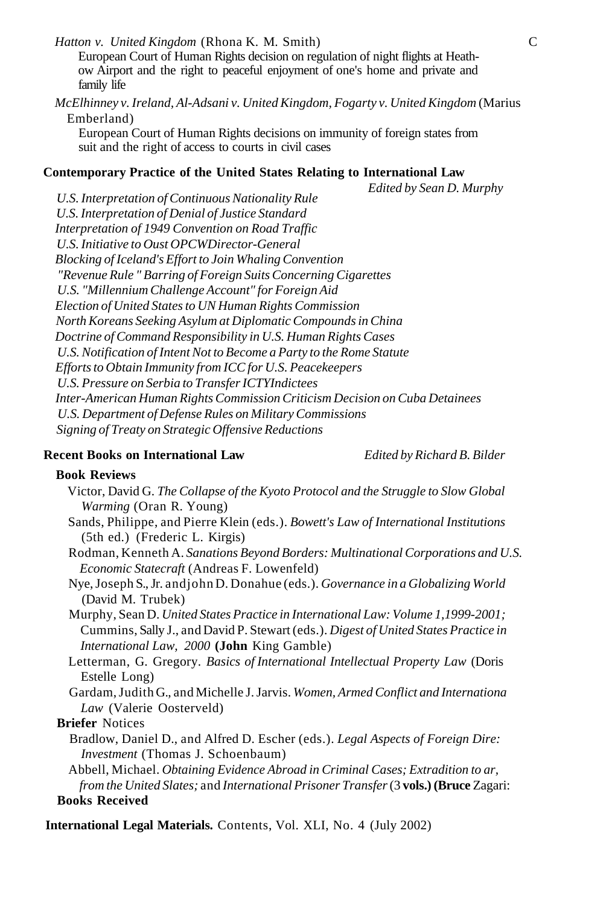*Hatton v. United Kingdom* (Rhona K. M. Smith) C

European Court of Human Rights decision on regulation of night flights at Heathow Airport and the right to peaceful enjoyment of one's home and private and family life

*McElhinney v. Ireland, Al-Adsani v. United Kingdom, Fogarty v. United Kingdom* (Marius Emberland)

European Court of Human Rights decisions on immunity of foreign states from suit and the right of access to courts in civil cases

**Contemporary Practice of the United States Relating to International Law**

*Edited by Sean D. Murphy*

*U.S. Interpretation of Continuous Nationality Rule*
*U.S. Interpretation of Denial of Justice Standard*
*Interpretation of 1949 Convention on Road Traffic*
*U.S. Initiative to Oust OPCWDirector-General*
*Blocking of Iceland's Effort to Join Whaling Convention*
*"Revenue Rule " Barring of Foreign Suits Concerning Cigarettes*
*U.S. "Millennium Challenge Account" for Foreign Aid*
*Election of United States to UN Human Rights Commission*
*North Koreans Seeking Asylum at Diplomatic Compounds in China*
*Doctrine of Command Responsibility in U.S. Human Rights Cases*
*U.S. Notification of Intent Not to Become a Party to the Rome Statute*
*Efforts to Obtain Immunity from ICC for U.S. Peacekeepers*
*U.S. Pressure on Serbia to Transfer ICTYIndictees*
*Inter-American Human Rights Commission Criticism Decision on Cuba Detainees*
*U.S. Department of Defense Rules on Military Commissions*
*Signing of Treaty on Strategic Offensive Reductions*

**Recent Books on International Law** *Edited by Richard B. Bilder*

**Book Reviews**

Victor, David G. *The Collapse of the Kyoto Protocol and the Struggle to Slow Global Warming* (Oran R. Young)

Sands, Philippe, and Pierre Klein (eds.). *Bowett's Law of International Institutions* (5th ed.) (Frederic L. Kirgis)

Rodman, Kenneth A. *Sanations Beyond Borders: Multinational Corporations and U.S. Economic Statecraft* (Andreas F. Lowenfeld)

Nye, Joseph S., Jr. andjohn D. Donahue (eds.). *Governance in a Globalizing World* (David M. Trubek)

Murphy, Sean D. *United States Practice in International Law: Volume 1,1999-2001;* Cummins, Sally J., and David P. Stewart (eds.). *Digest of United States Practice in International Law, 2000* (**John** King Gamble)

Letterman, G. Gregory. *Basics of International Intellectual Property Law* (Doris Estelle Long)

Gardam, Judith G., and Michelle J. Jarvis. *Women, Armed Conflict and Internationa Law* (Valerie Oosterveld)

**Briefer** Notices

Bradlow, Daniel D., and Alfred D. Escher (eds.). *Legal Aspects of Foreign Dire: Investment* (Thomas J. Schoenbaum)

Abbell, Michael. *Obtaining Evidence Abroad in Criminal Cases; Extradition to ar, from the United Slates;* and *International Prisoner Transfer* (3 **vols.) (Bruce** Zagari:

**Books Received**

**International Legal Materials.** Contents, Vol. XLI, No. 4 (July 2002)